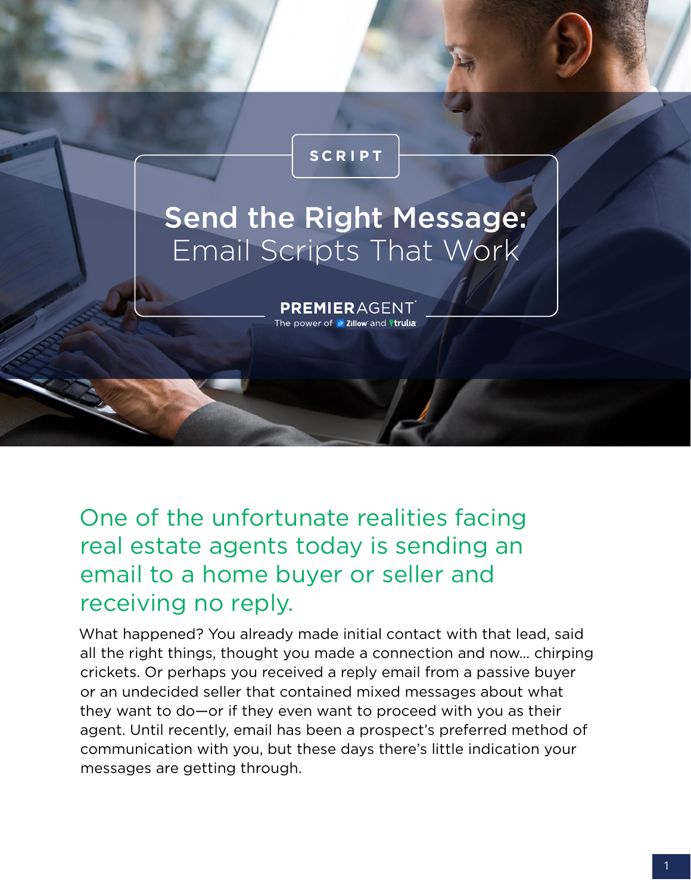SCRIPT

# Send the Right Message: Email Scripts That Work

PREMIERAGENT®
The power of Zillow® and trulia®

## One of the unfortunate realities facing real estate agents today is sending an email to a home buyer or seller and receiving no reply.

What happened? You already made initial contact with that lead, said all the right things, thought you made a connection and now... chirping crickets. Or perhaps you received a reply email from a passive buyer or an undecided seller that contained mixed messages about what they want to do—or if they even want to proceed with you as their agent. Until recently, email has been a prospect's preferred method of communication with you, but these days there's little indication your messages are getting through.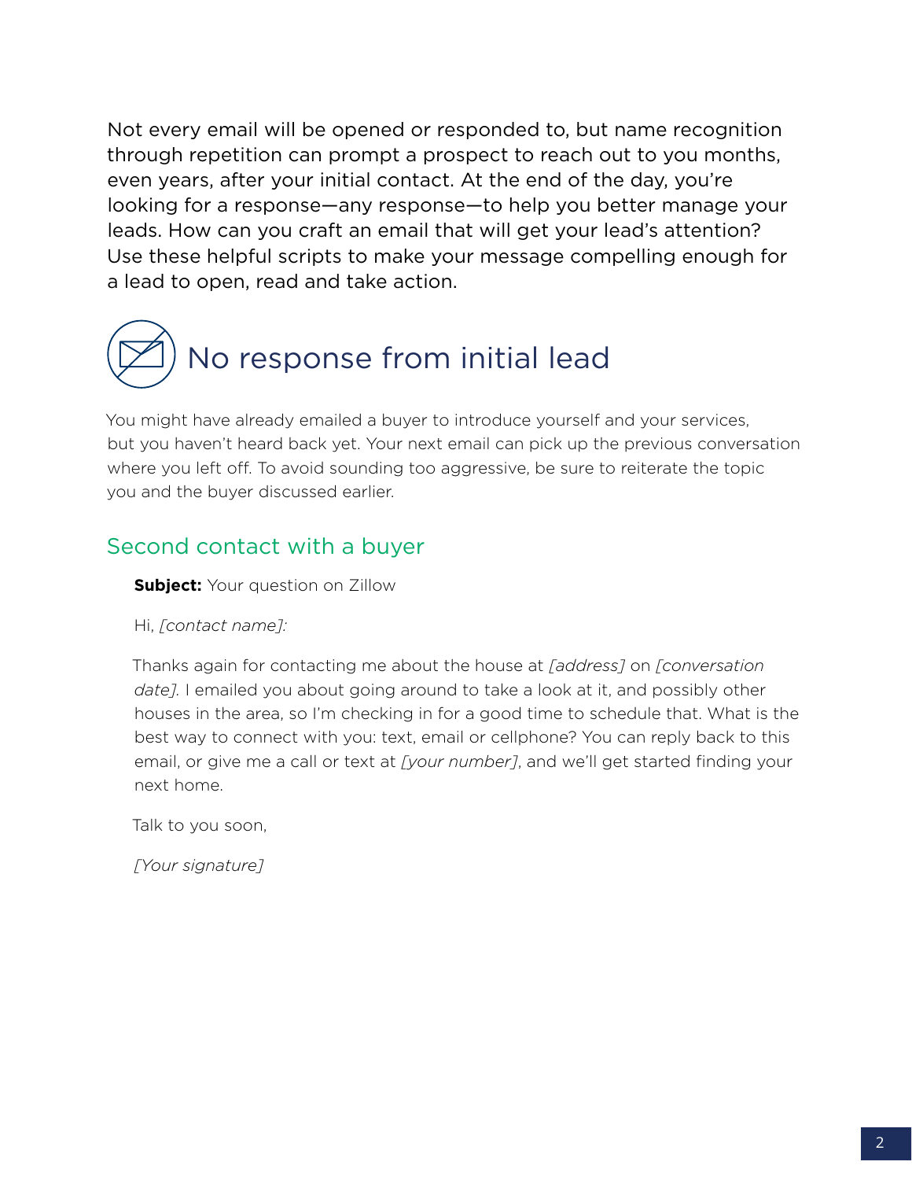Not every email will be opened or responded to, but name recognition through repetition can prompt a prospect to reach out to you months, even years, after your initial contact. At the end of the day, you're looking for a response—any response—to help you better manage your leads. How can you craft an email that will get your lead's attention? Use these helpful scripts to make your message compelling enough for a lead to open, read and take action.

## No response from initial lead

You might have already emailed a buyer to introduce yourself and your services, but you haven't heard back yet. Your next email can pick up the previous conversation where you left off. To avoid sounding too aggressive, be sure to reiterate the topic you and the buyer discussed earlier.

### Second contact with a buyer

**Subject:** Your question on Zillow

Hi, *[contact name]:*

Thanks again for contacting me about the house at *[address]* on *[conversation date].* I emailed you about going around to take a look at it, and possibly other houses in the area, so I'm checking in for a good time to schedule that. What is the best way to connect with you: text, email or cellphone? You can reply back to this email, or give me a call or text at *[your number]*, and we'll get started finding your next home.

Talk to you soon,

*[Your signature]*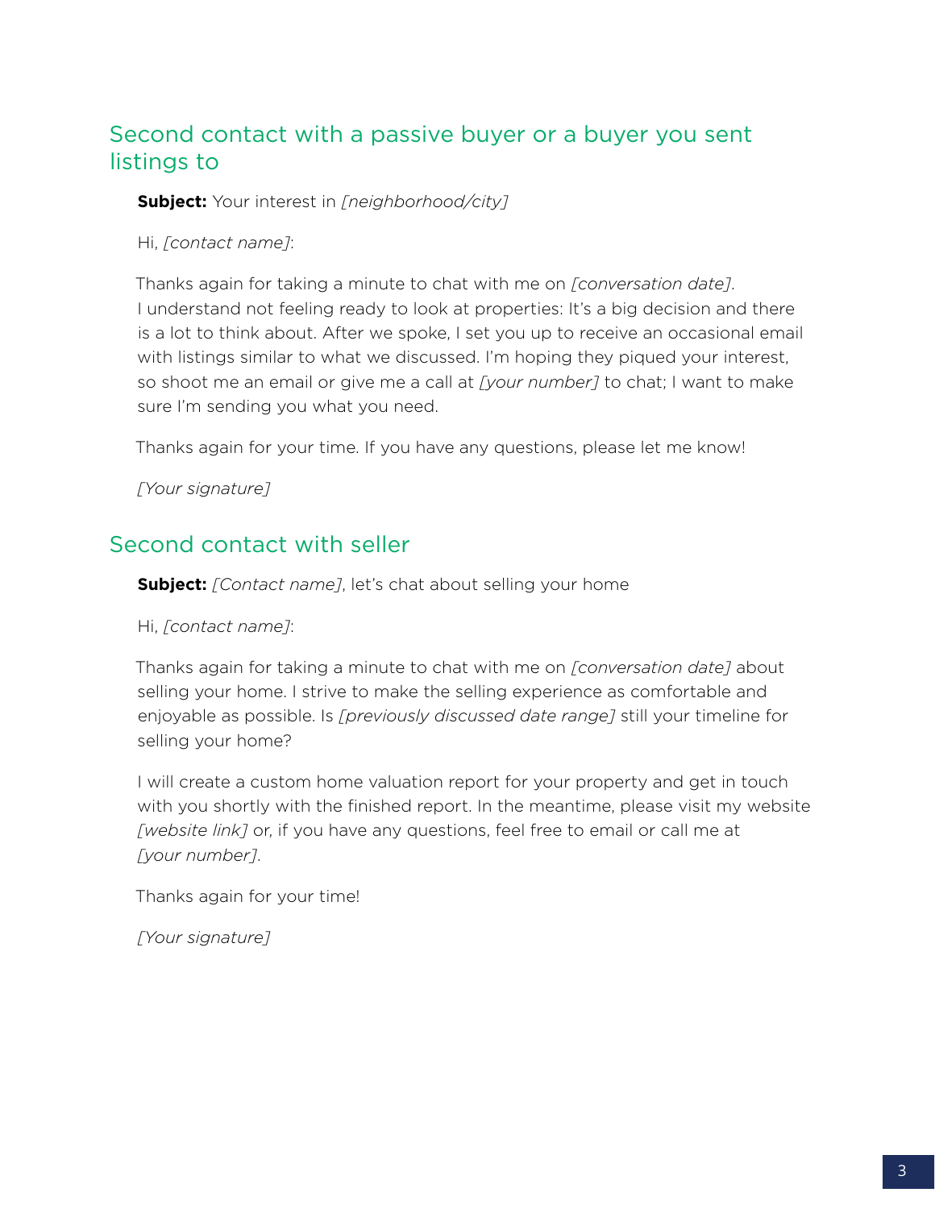## Second contact with a passive buyer or a buyer you sent listings to

**Subject:** Your interest in *[neighborhood/city]*

Hi, *[contact name]*:

Thanks again for taking a minute to chat with me on *[conversation date]*. I understand not feeling ready to look at properties: It's a big decision and there is a lot to think about. After we spoke, I set you up to receive an occasional email with listings similar to what we discussed. I'm hoping they piqued your interest, so shoot me an email or give me a call at *[your number]* to chat; I want to make sure I'm sending you what you need.

Thanks again for your time. If you have any questions, please let me know!

*[Your signature]*

## Second contact with seller

**Subject:** *[Contact name]*, let's chat about selling your home

Hi, *[contact name]*:

Thanks again for taking a minute to chat with me on *[conversation date]* about selling your home. I strive to make the selling experience as comfortable and enjoyable as possible. Is *[previously discussed date range]* still your timeline for selling your home?

I will create a custom home valuation report for your property and get in touch with you shortly with the finished report. In the meantime, please visit my website *[website link]* or, if you have any questions, feel free to email or call me at *[your number]*.

Thanks again for your time!

*[Your signature]*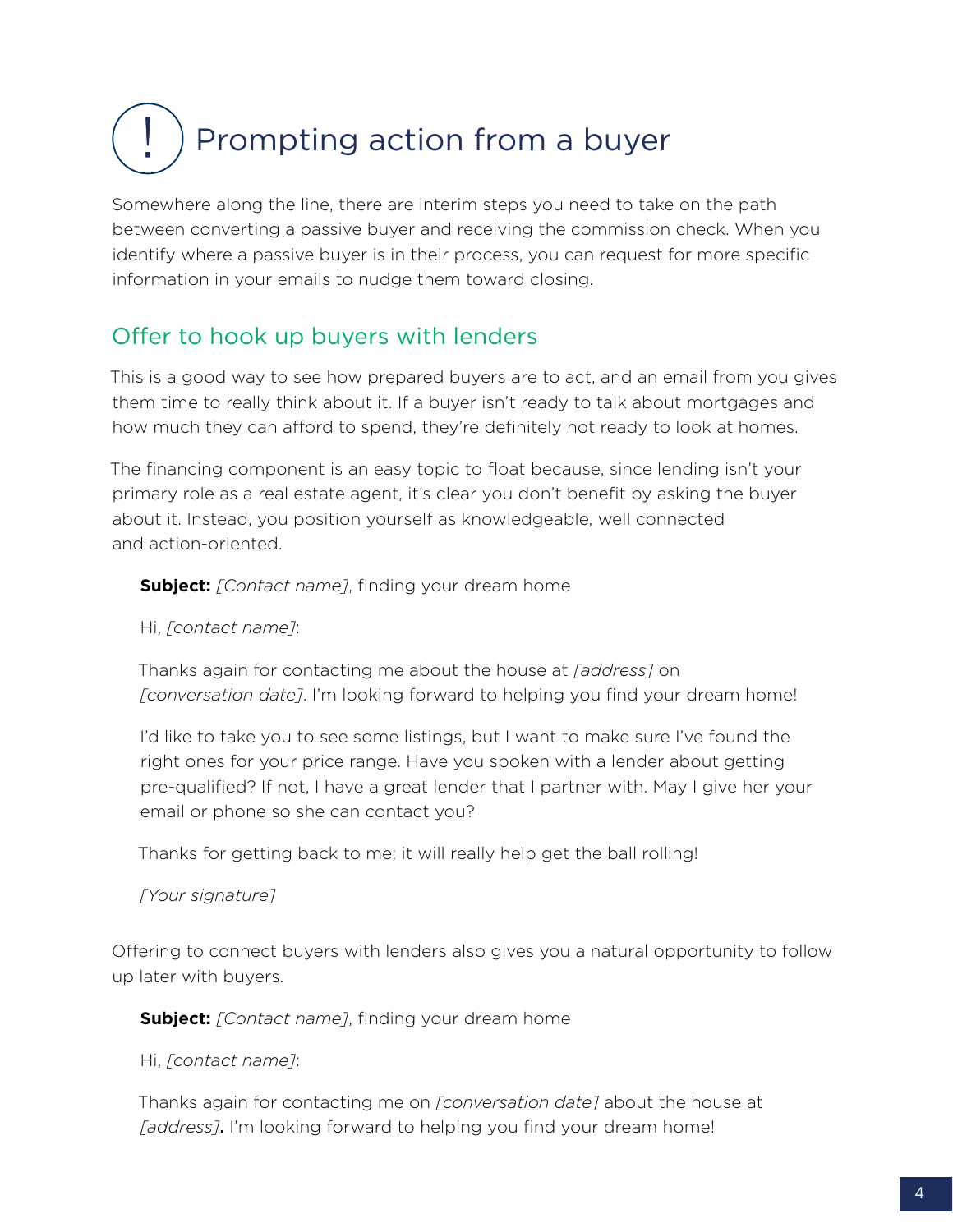# Prompting action from a buyer

Somewhere along the line, there are interim steps you need to take on the path between converting a passive buyer and receiving the commission check. When you identify where a passive buyer is in their process, you can request for more specific information in your emails to nudge them toward closing.

## Offer to hook up buyers with lenders

This is a good way to see how prepared buyers are to act, and an email from you gives them time to really think about it. If a buyer isn't ready to talk about mortgages and how much they can afford to spend, they're definitely not ready to look at homes.

The financing component is an easy topic to float because, since lending isn't your primary role as a real estate agent, it's clear you don't benefit by asking the buyer about it. Instead, you position yourself as knowledgeable, well connected and action-oriented.

> **Subject:** *[Contact name]*, finding your dream home
>
> Hi, *[contact name]*:
>
> Thanks again for contacting me about the house at *[address]* on *[conversation date]*. I'm looking forward to helping you find your dream home!
>
> I'd like to take you to see some listings, but I want to make sure I've found the right ones for your price range. Have you spoken with a lender about getting pre-qualified? If not, I have a great lender that I partner with. May I give her your email or phone so she can contact you?
>
> Thanks for getting back to me; it will really help get the ball rolling!
>
> *[Your signature]*

Offering to connect buyers with lenders also gives you a natural opportunity to follow up later with buyers.

> **Subject:** *[Contact name]*, finding your dream home
>
> Hi, *[contact name]*:
>
> Thanks again for contacting me on *[conversation date]* about the house at *[address]*. I'm looking forward to helping you find your dream home!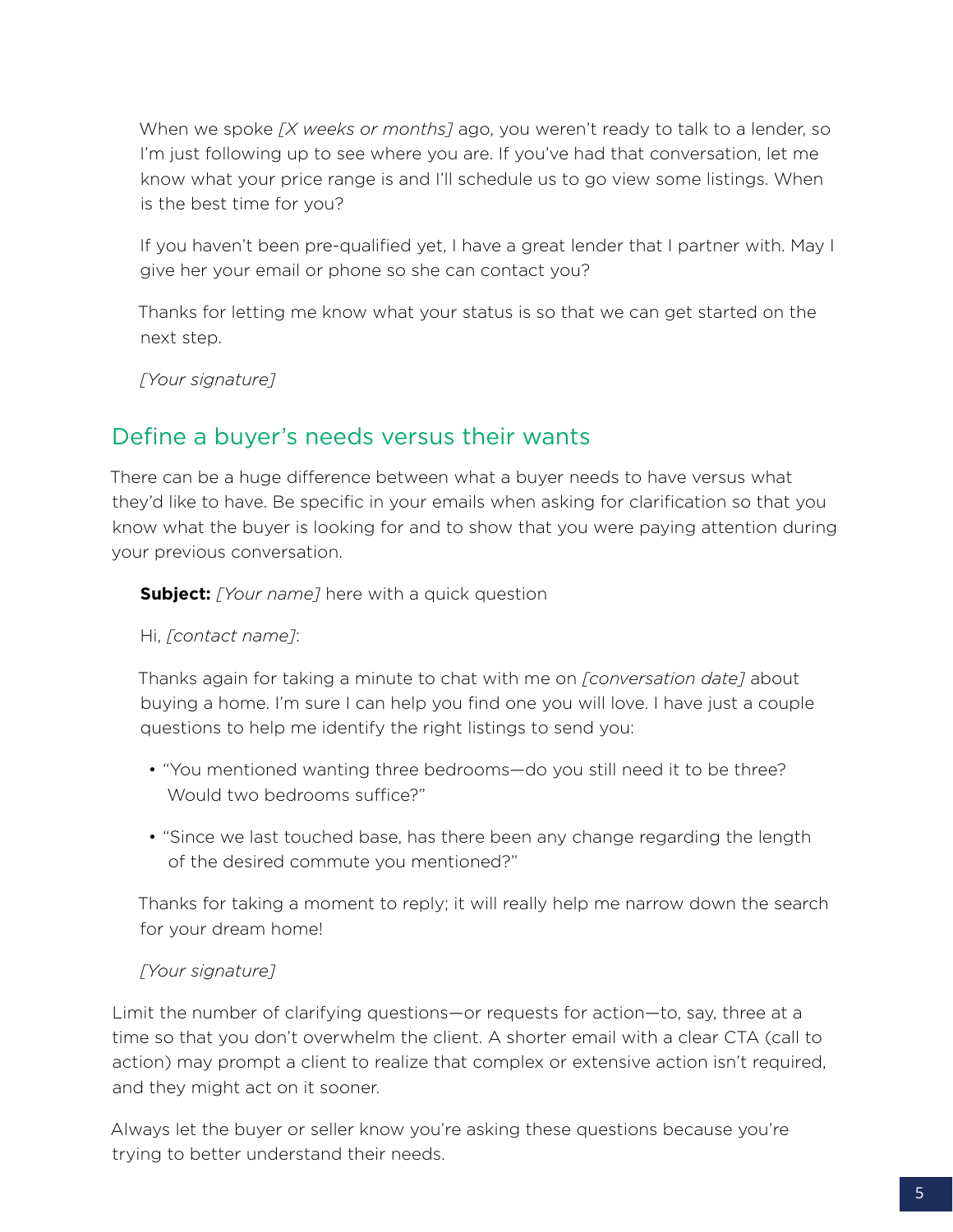When we spoke *[X weeks or months]* ago, you weren't ready to talk to a lender, so I'm just following up to see where you are. If you've had that conversation, let me know what your price range is and I'll schedule us to go view some listings. When is the best time for you?

If you haven't been pre-qualified yet, I have a great lender that I partner with. May I give her your email or phone so she can contact you?

Thanks for letting me know what your status is so that we can get started on the next step.

*[Your signature]*

## Define a buyer's needs versus their wants

There can be a huge difference between what a buyer needs to have versus what they'd like to have. Be specific in your emails when asking for clarification so that you know what the buyer is looking for and to show that you were paying attention during your previous conversation.

**Subject:** *[Your name]* here with a quick question

Hi, *[contact name]*:

Thanks again for taking a minute to chat with me on *[conversation date]* about buying a home. I'm sure I can help you find one you will love. I have just a couple questions to help me identify the right listings to send you:

- "You mentioned wanting three bedrooms—do you still need it to be three? Would two bedrooms suffice?"
- "Since we last touched base, has there been any change regarding the length of the desired commute you mentioned?"

Thanks for taking a moment to reply; it will really help me narrow down the search for your dream home!

*[Your signature]*

Limit the number of clarifying questions—or requests for action—to, say, three at a time so that you don't overwhelm the client. A shorter email with a clear CTA (call to action) may prompt a client to realize that complex or extensive action isn't required, and they might act on it sooner.

Always let the buyer or seller know you're asking these questions because you're trying to better understand their needs.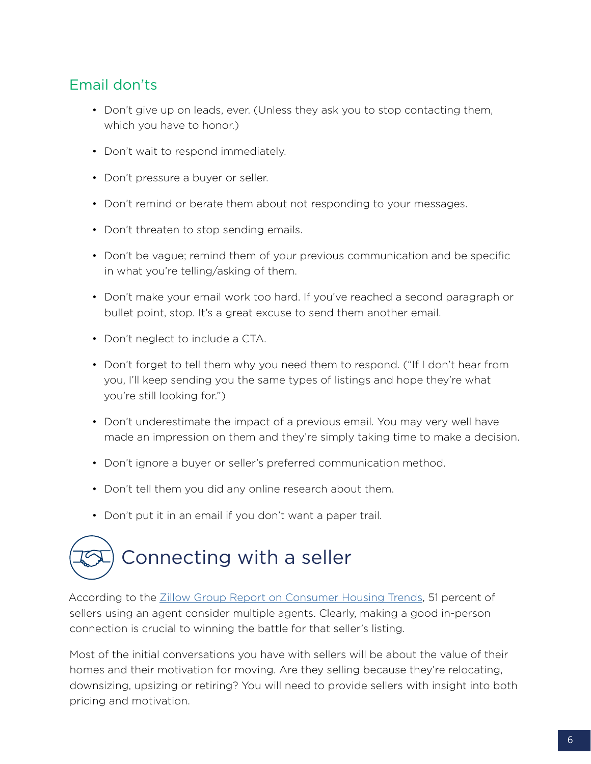## Email don'ts

- Don't give up on leads, ever. (Unless they ask you to stop contacting them, which you have to honor.)
- Don't wait to respond immediately.
- Don't pressure a buyer or seller.
- Don't remind or berate them about not responding to your messages.
- Don't threaten to stop sending emails.
- Don't be vague; remind them of your previous communication and be specific in what you're telling/asking of them.
- Don't make your email work too hard. If you've reached a second paragraph or bullet point, stop. It's a great excuse to send them another email.
- Don't neglect to include a CTA.
- Don't forget to tell them why you need them to respond. ("If I don't hear from you, I'll keep sending you the same types of listings and hope they're what you're still looking for.")
- Don't underestimate the impact of a previous email. You may very well have made an impression on them and they're simply taking time to make a decision.
- Don't ignore a buyer or seller's preferred communication method.
- Don't tell them you did any online research about them.
- Don't put it in an email if you don't want a paper trail.

# Connecting with a seller

According to the [Zillow Group Report on Consumer Housing Trends], 51 percent of sellers using an agent consider multiple agents. Clearly, making a good in-person connection is crucial to winning the battle for that seller's listing.

Most of the initial conversations you have with sellers will be about the value of their homes and their motivation for moving. Are they selling because they're relocating, downsizing, upsizing or retiring? You will need to provide sellers with insight into both pricing and motivation.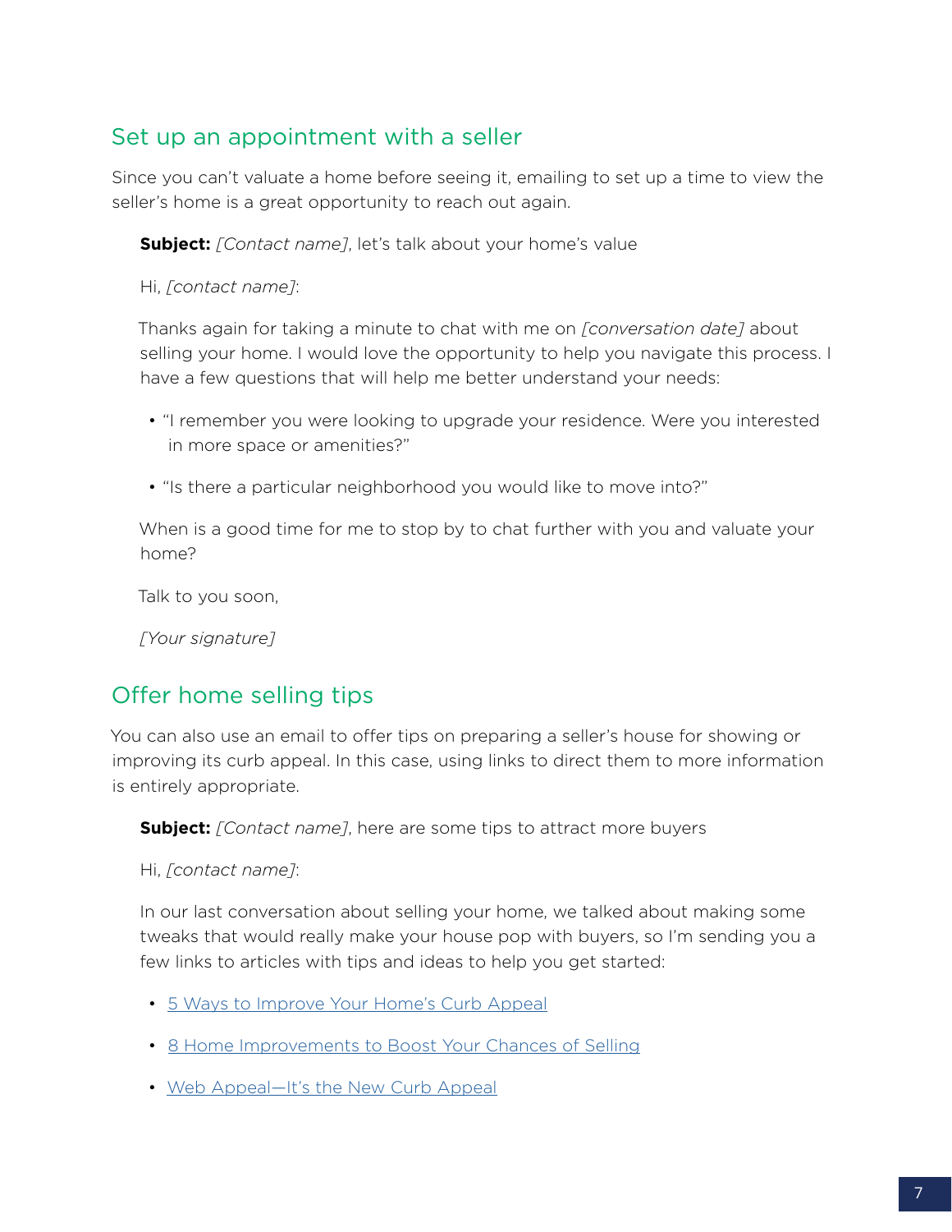## Set up an appointment with a seller

Since you can't valuate a home before seeing it, emailing to set up a time to view the seller's home is a great opportunity to reach out again.

> **Subject:** *[Contact name]*, let's talk about your home's value
>
> Hi, *[contact name]*:
>
> Thanks again for taking a minute to chat with me on *[conversation date]* about selling your home. I would love the opportunity to help you navigate this process. I have a few questions that will help me better understand your needs:
>
> - "I remember you were looking to upgrade your residence. Were you interested in more space or amenities?"
> - "Is there a particular neighborhood you would like to move into?"
>
> When is a good time for me to stop by to chat further with you and valuate your home?
>
> Talk to you soon,
>
> *[Your signature]*

## Offer home selling tips

You can also use an email to offer tips on preparing a seller's house for showing or improving its curb appeal. In this case, using links to direct them to more information is entirely appropriate.

> **Subject:** *[Contact name]*, here are some tips to attract more buyers
>
> Hi, *[contact name]*:
>
> In our last conversation about selling your home, we talked about making some tweaks that would really make your house pop with buyers, so I'm sending you a few links to articles with tips and ideas to help you get started:
>
> - 5 Ways to Improve Your Home's Curb Appeal
> - 8 Home Improvements to Boost Your Chances of Selling
> - Web Appeal—It's the New Curb Appeal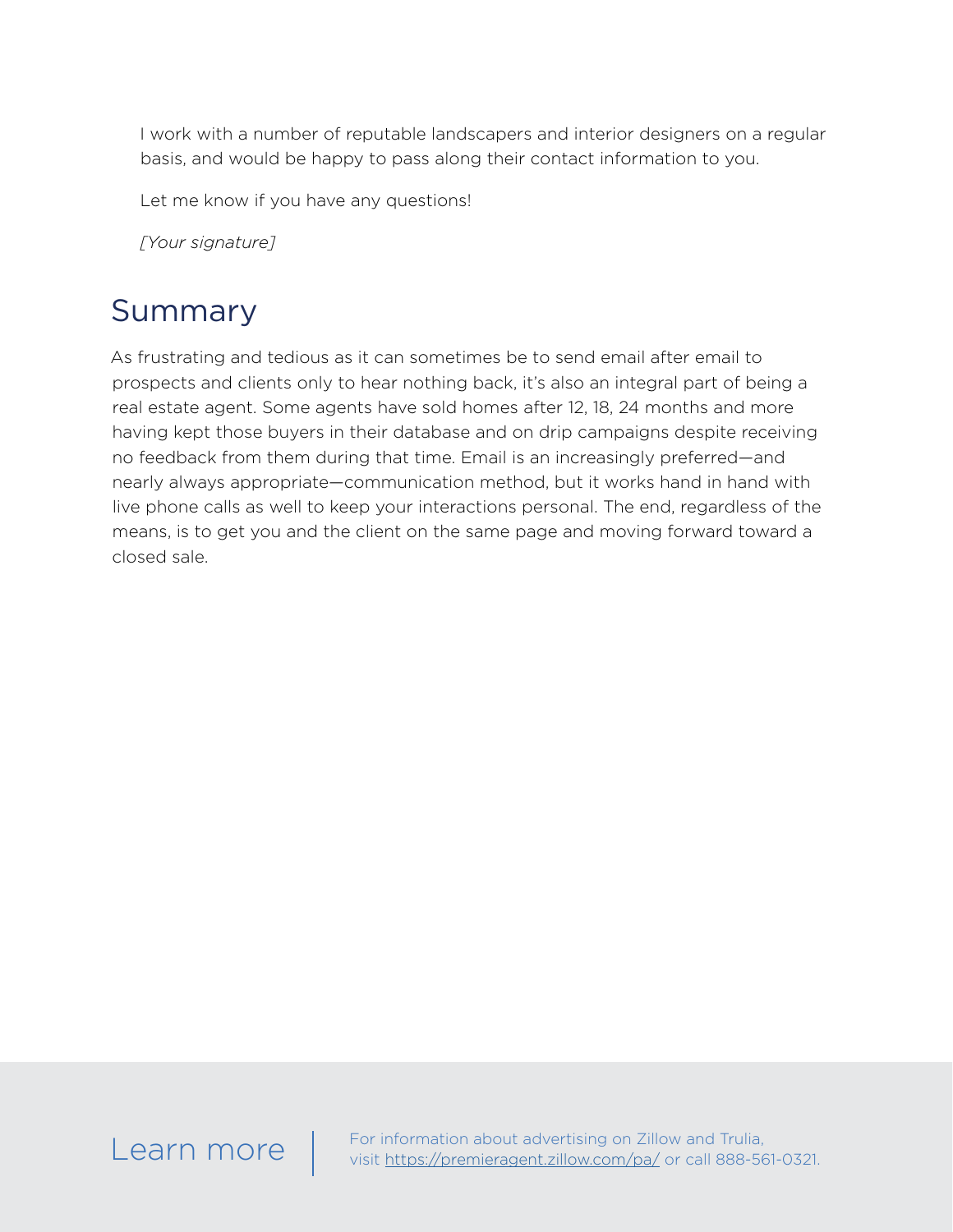I work with a number of reputable landscapers and interior designers on a regular basis, and would be happy to pass along their contact information to you.

Let me know if you have any questions!

*[Your signature]*

## Summary

As frustrating and tedious as it can sometimes be to send email after email to prospects and clients only to hear nothing back, it's also an integral part of being a real estate agent. Some agents have sold homes after 12, 18, 24 months and more having kept those buyers in their database and on drip campaigns despite receiving no feedback from them during that time. Email is an increasingly preferred—and nearly always appropriate—communication method, but it works hand in hand with live phone calls as well to keep your interactions personal. The end, regardless of the means, is to get you and the client on the same page and moving forward toward a closed sale.

Learn more

For information about advertising on Zillow and Trulia, visit https://premieragent.zillow.com/pa/ or call 888-561-0321.